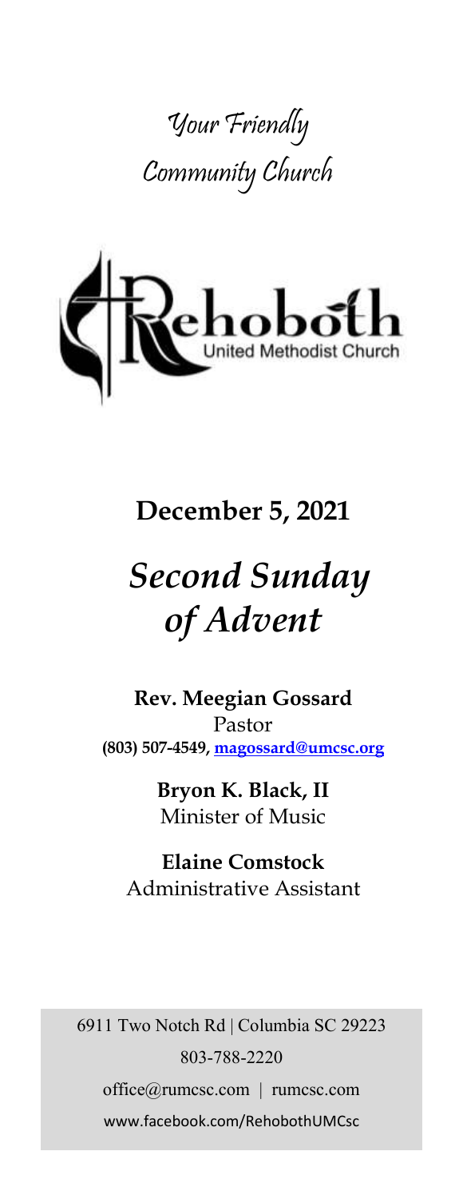Your Friendly Community Church

Rehoboth United Methodist Church

# December 5, 2021

# *Second Sunday of Advent*

**Rev. Meegian Gossard**
Pastor
**(803) 507-4549, magossard@umcsc.org**

**Bryon K. Black, II**
Minister of Music

**Elaine Comstock**
Administrative Assistant

6911 Two Notch Rd | Columbia SC 29223
803-788-2220
office@rumcsc.com | rumcsc.com
www.facebook.com/RehobothUMCsc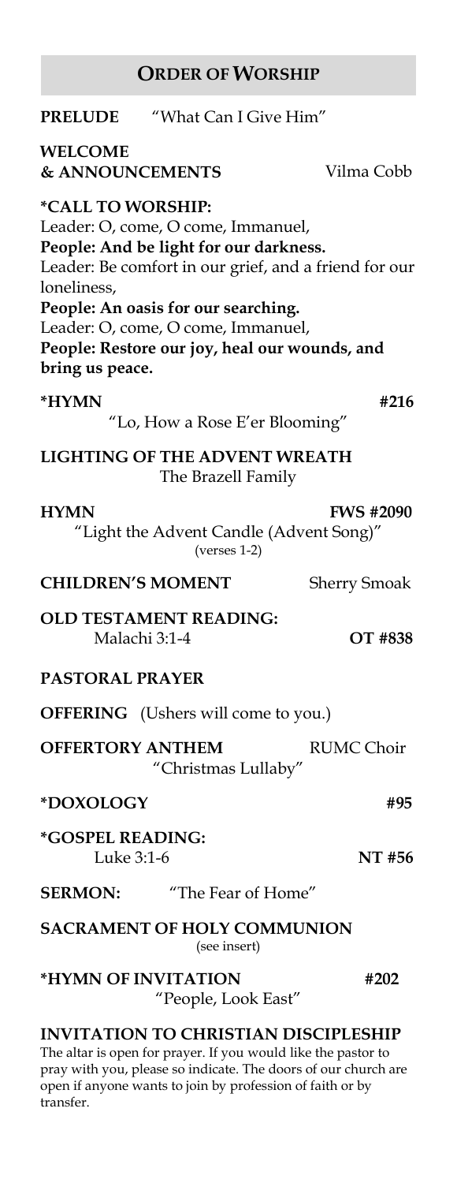## ORDER OF WORSHIP

**PRELUDE** "What Can I Give Him"

**WELCOME & ANNOUNCEMENTS** Vilma Cobb

**\*CALL TO WORSHIP:**
Leader: O, come, O come, Immanuel,
**People: And be light for our darkness.**
Leader: Be comfort in our grief, and a friend for our loneliness,
**People: An oasis for our searching.**
Leader: O, come, O come, Immanuel,
**People: Restore our joy, heal our wounds, and bring us peace.**

**\*HYMN** **#216**
"Lo, How a Rose E'er Blooming"

**LIGHTING OF THE ADVENT WREATH**
The Brazell Family

**HYMN** **FWS #2090**
"Light the Advent Candle (Advent Song)"
(verses 1-2)

**CHILDREN'S MOMENT** Sherry Smoak

**OLD TESTAMENT READING:**
Malachi 3:1-4 **OT #838**

**PASTORAL PRAYER**

**OFFERING** (Ushers will come to you.)

**OFFERTORY ANTHEM** RUMC Choir
"Christmas Lullaby"

**\*DOXOLOGY** **#95**

**\*GOSPEL READING:**
Luke 3:1-6 **NT #56**

**SERMON:** "The Fear of Home"

**SACRAMENT OF HOLY COMMUNION**
(see insert)

**\*HYMN OF INVITATION** **#202**
"People, Look East"

**INVITATION TO CHRISTIAN DISCIPLESHIP**
The altar is open for prayer. If you would like the pastor to pray with you, please so indicate. The doors of our church are open if anyone wants to join by profession of faith or by transfer.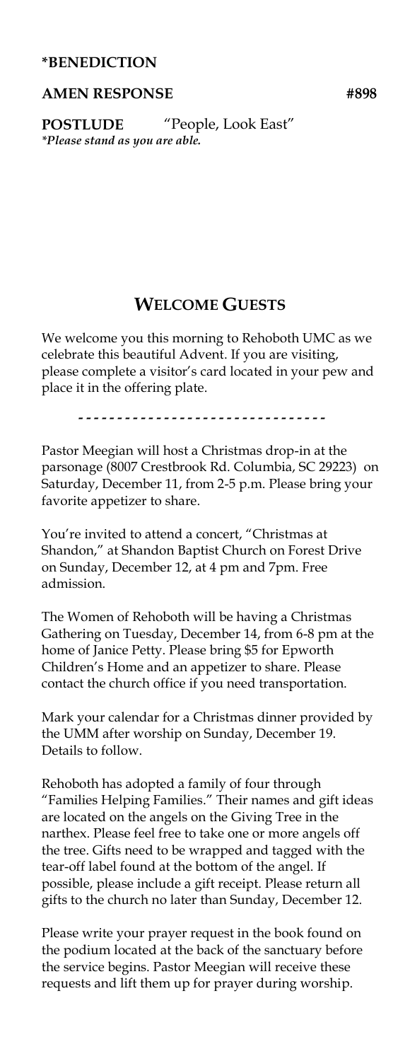**\*BENEDICTION**

**AMEN RESPONSE** **#898**

**POSTLUDE** "People, Look East"

*\*Please stand as you are able.*

## WELCOME GUESTS

We welcome you this morning to Rehoboth UMC as we celebrate this beautiful Advent. If you are visiting, please complete a visitor's card located in your pew and place it in the offering plate.

- - - - - - - - - - - - - - - - - - - - - - - - - - - - - - - -

Pastor Meegian will host a Christmas drop-in at the parsonage (8007 Crestbrook Rd. Columbia, SC 29223) on Saturday, December 11, from 2-5 p.m. Please bring your favorite appetizer to share.

You're invited to attend a concert, "Christmas at Shandon," at Shandon Baptist Church on Forest Drive on Sunday, December 12, at 4 pm and 7pm. Free admission.

The Women of Rehoboth will be having a Christmas Gathering on Tuesday, December 14, from 6-8 pm at the home of Janice Petty. Please bring $5 for Epworth Children's Home and an appetizer to share. Please contact the church office if you need transportation.

Mark your calendar for a Christmas dinner provided by the UMM after worship on Sunday, December 19. Details to follow.

Rehoboth has adopted a family of four through "Families Helping Families." Their names and gift ideas are located on the angels on the Giving Tree in the narthex. Please feel free to take one or more angels off the tree. Gifts need to be wrapped and tagged with the tear-off label found at the bottom of the angel. If possible, please include a gift receipt. Please return all gifts to the church no later than Sunday, December 12.

Please write your prayer request in the book found on the podium located at the back of the sanctuary before the service begins. Pastor Meegian will receive these requests and lift them up for prayer during worship.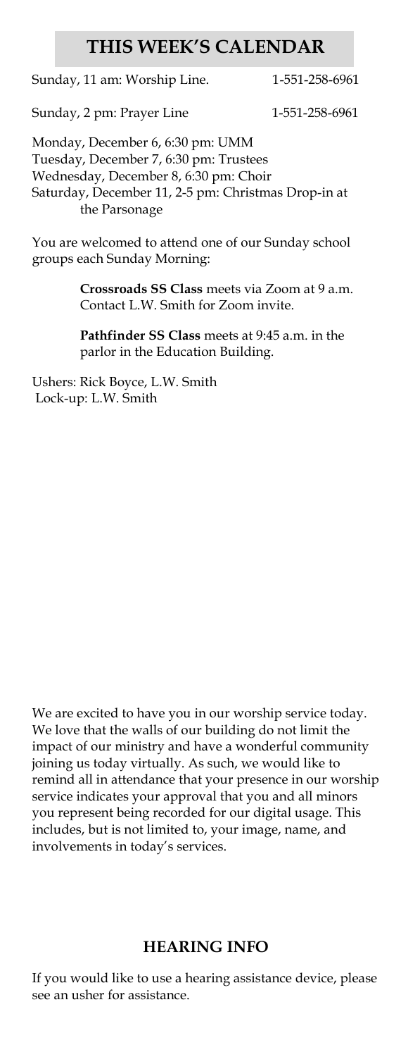## THIS WEEK'S CALENDAR

Sunday, 11 am: Worship Line. 1-551-258-6961

Sunday, 2 pm: Prayer Line 1-551-258-6961

Monday, December 6, 6:30 pm: UMM
Tuesday, December 7, 6:30 pm: Trustees
Wednesday, December 8, 6:30 pm: Choir
Saturday, December 11, 2-5 pm: Christmas Drop-in at the Parsonage

You are welcomed to attend one of our Sunday school groups each Sunday Morning:

> **Crossroads SS Class** meets via Zoom at 9 a.m. Contact L.W. Smith for Zoom invite.
>
> **Pathfinder SS Class** meets at 9:45 a.m. in the parlor in the Education Building.

Ushers: Rick Boyce, L.W. Smith
Lock-up: L.W. Smith

We are excited to have you in our worship service today. We love that the walls of our building do not limit the impact of our ministry and have a wonderful community joining us today virtually. As such, we would like to remind all in attendance that your presence in our worship service indicates your approval that you and all minors you represent being recorded for our digital usage. This includes, but is not limited to, your image, name, and involvements in today's services.

## HEARING INFO

If you would like to use a hearing assistance device, please see an usher for assistance.